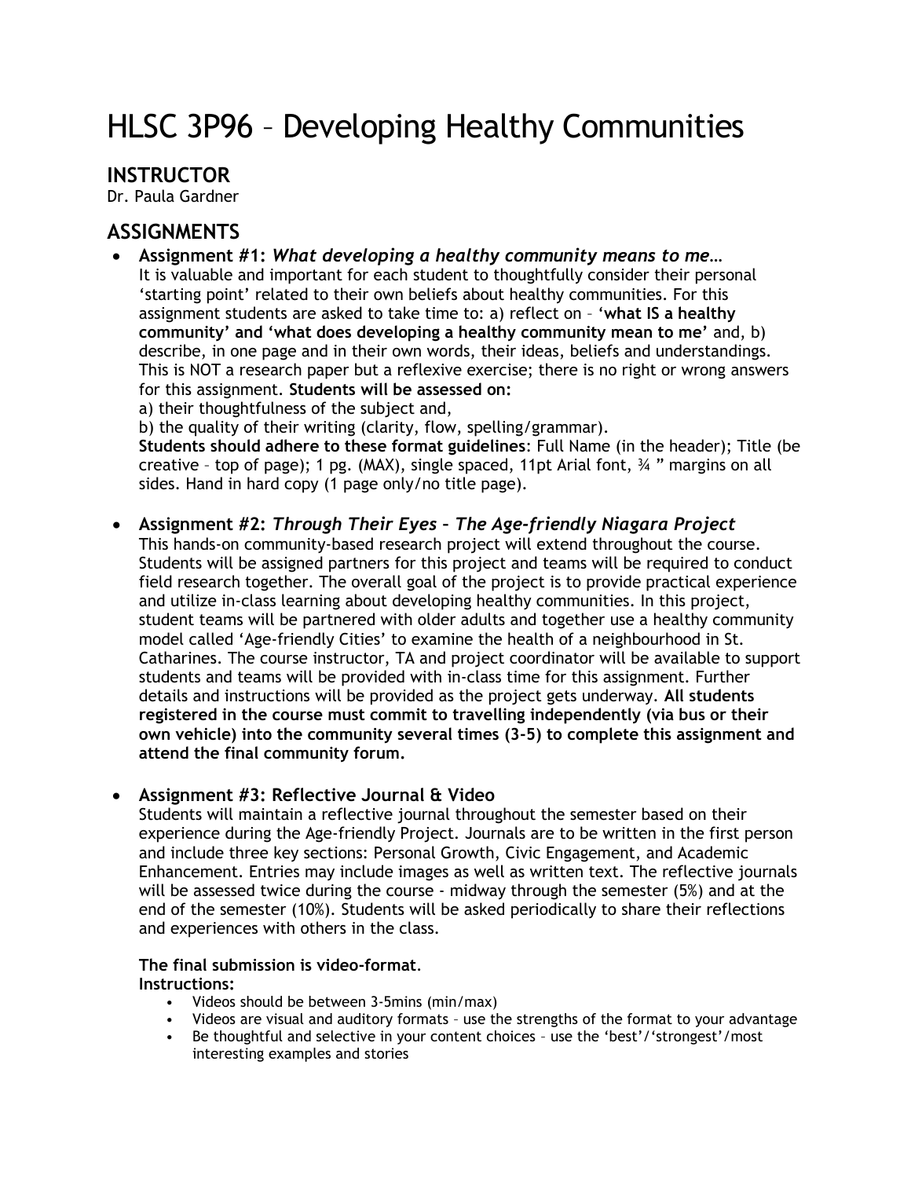# HLSC 3P96 – Developing Healthy Communities

## INSTRUCTOR

Dr. Paula Gardner

## ASSIGNMENTS

- **Assignment #1:** ***What developing a healthy community means to me…***
  It is valuable and important for each student to thoughtfully consider their personal 'starting point' related to their own beliefs about healthy communities. For this assignment students are asked to take time to: a) reflect on – **'what IS a healthy community' and 'what does developing a healthy community mean to me'** and, b) describe, in one page and in their own words, their ideas, beliefs and understandings. This is NOT a research paper but a reflexive exercise; there is no right or wrong answers for this assignment. **Students will be assessed on:**
  a) their thoughtfulness of the subject and,
  b) the quality of their writing (clarity, flow, spelling/grammar).
  **Students should adhere to these format guidelines**: Full Name (in the header); Title (be creative – top of page); 1 pg. (MAX), single spaced, 11pt Arial font, ¾ " margins on all sides. Hand in hard copy (1 page only/no title page).

- **Assignment #2:** ***Through Their Eyes – The Age-friendly Niagara Project***
  This hands-on community-based research project will extend throughout the course. Students will be assigned partners for this project and teams will be required to conduct field research together. The overall goal of the project is to provide practical experience and utilize in-class learning about developing healthy communities. In this project, student teams will be partnered with older adults and together use a healthy community model called 'Age-friendly Cities' to examine the health of a neighbourhood in St. Catharines. The course instructor, TA and project coordinator will be available to support students and teams will be provided with in-class time for this assignment. Further details and instructions will be provided as the project gets underway. **All students registered in the course must commit to travelling independently (via bus or their own vehicle) into the community several times (3-5) to complete this assignment and attend the final community forum.**

- **Assignment #3: Reflective Journal & Video**
  Students will maintain a reflective journal throughout the semester based on their experience during the Age-friendly Project. Journals are to be written in the first person and include three key sections: Personal Growth, Civic Engagement, and Academic Enhancement. Entries may include images as well as written text. The reflective journals will be assessed twice during the course - midway through the semester (5%) and at the end of the semester (10%). Students will be asked periodically to share their reflections and experiences with others in the class.

  **The final submission is video-format**.
  **Instructions:**
  - Videos should be between 3-5mins (min/max)
  - Videos are visual and auditory formats – use the strengths of the format to your advantage
  - Be thoughtful and selective in your content choices – use the 'best'/'strongest'/most interesting examples and stories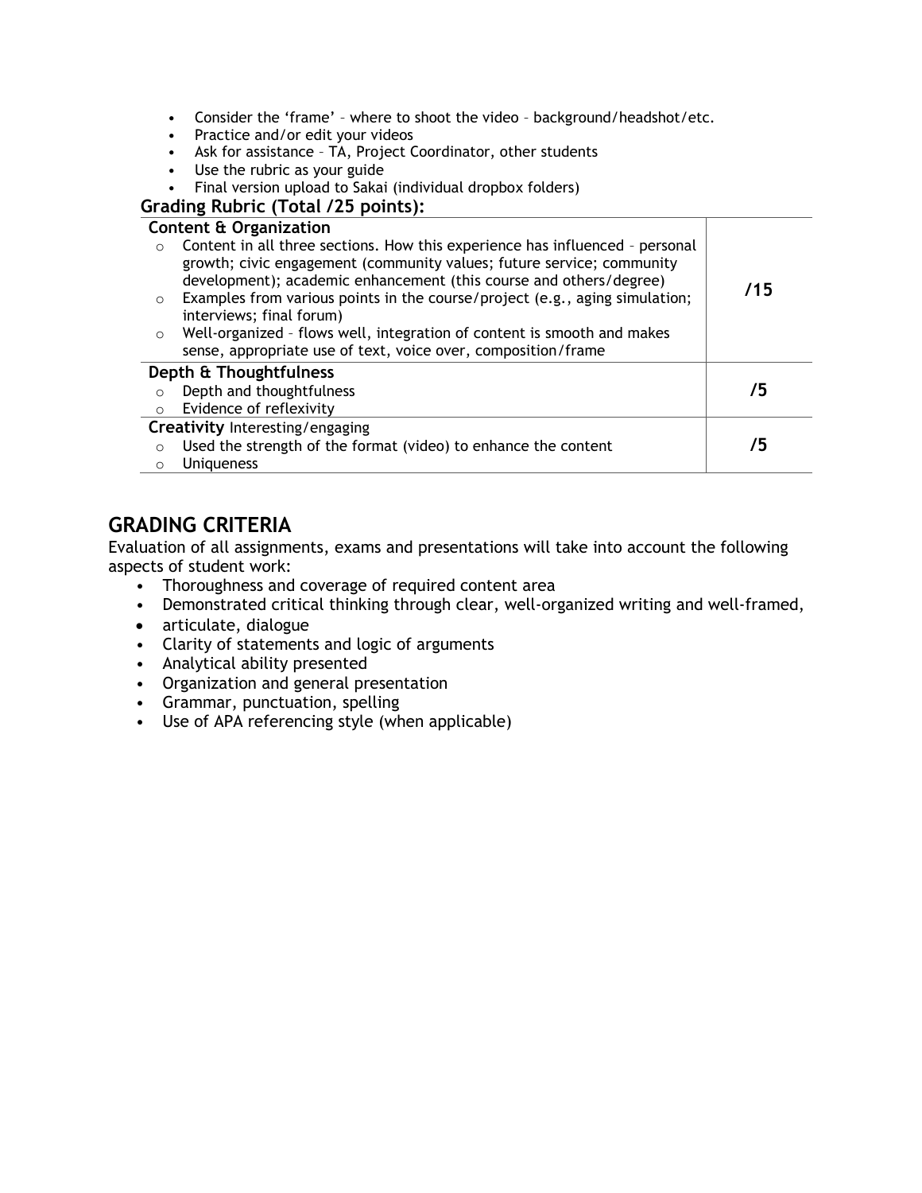- Consider the 'frame' – where to shoot the video – background/headshot/etc.
- Practice and/or edit your videos
- Ask for assistance – TA, Project Coordinator, other students
- Use the rubric as your guide
- Final version upload to Sakai (individual dropbox folders)

### Grading Rubric (Total /25 points):

| | |
|---|---|
| **Content & Organization**<br>○ Content in all three sections. How this experience has influenced – personal growth; civic engagement (community values; future service; community development); academic enhancement (this course and others/degree)<br>○ Examples from various points in the course/project (e.g., aging simulation; interviews; final forum)<br>○ Well-organized – flows well, integration of content is smooth and makes sense, appropriate use of text, voice over, composition/frame | **/15** |
| **Depth & Thoughtfulness**<br>○ Depth and thoughtfulness<br>○ Evidence of reflexivity | **/5** |
| **Creativity** Interesting/engaging<br>○ Used the strength of the format (video) to enhance the content<br>○ Uniqueness | **/5** |

## GRADING CRITERIA

Evaluation of all assignments, exams and presentations will take into account the following aspects of student work:

- Thoroughness and coverage of required content area
- Demonstrated critical thinking through clear, well-organized writing and well-framed,
- articulate, dialogue
- Clarity of statements and logic of arguments
- Analytical ability presented
- Organization and general presentation
- Grammar, punctuation, spelling
- Use of APA referencing style (when applicable)